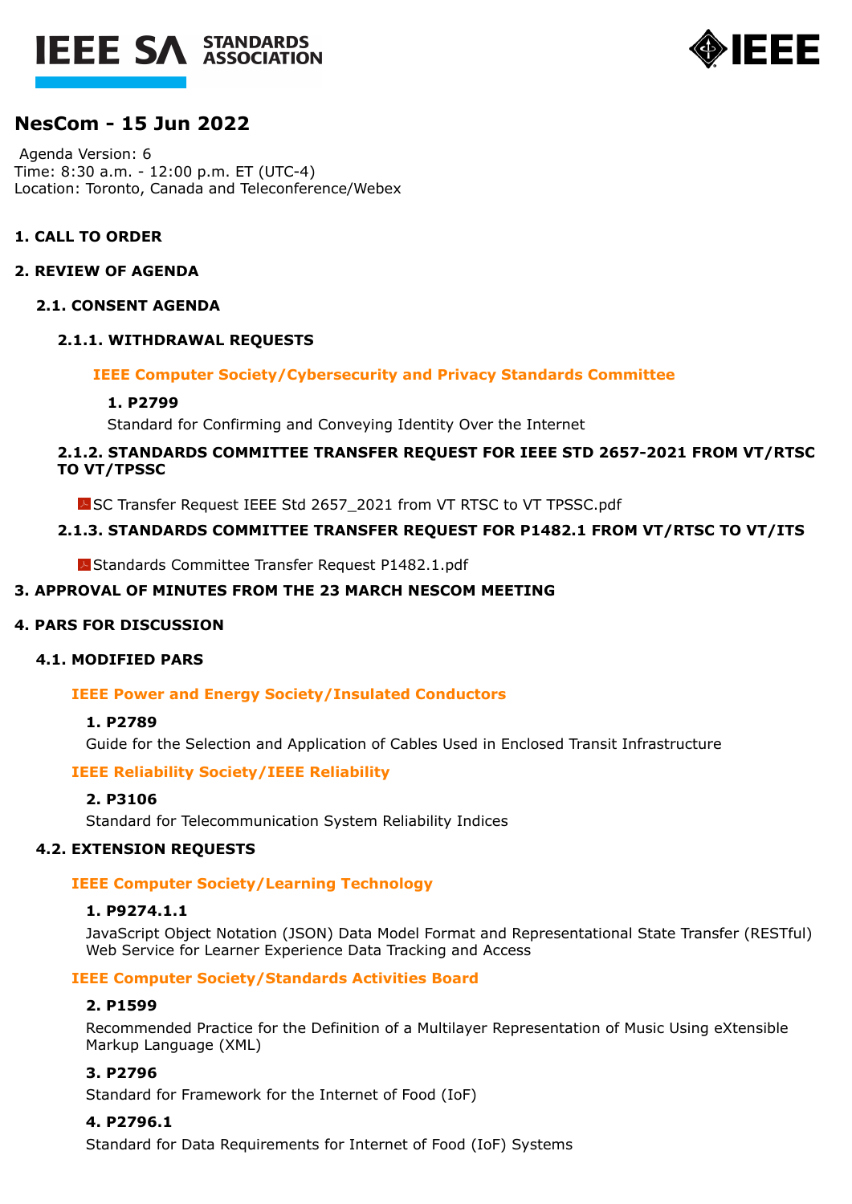# NesCom - 15 Jun 2022

Agenda Version: 6
Time: 8:30 a.m. - 12:00 p.m. ET (UTC-4)
Location: Toronto, Canada and Teleconference/Webex

## 1. CALL TO ORDER

## 2. REVIEW OF AGENDA

### 2.1. CONSENT AGENDA

#### 2.1.1. WITHDRAWAL REQUESTS

**IEEE Computer Society/Cybersecurity and Privacy Standards Committee**

**1. P2799**
Standard for Confirming and Conveying Identity Over the Internet

#### 2.1.2. STANDARDS COMMITTEE TRANSFER REQUEST FOR IEEE STD 2657-2021 FROM VT/RTSC TO VT/TPSSC

SC Transfer Request IEEE Std 2657_2021 from VT RTSC to VT TPSSC.pdf

#### 2.1.3. STANDARDS COMMITTEE TRANSFER REQUEST FOR P1482.1 FROM VT/RTSC TO VT/ITS

Standards Committee Transfer Request P1482.1.pdf

## 3. APPROVAL OF MINUTES FROM THE 23 MARCH NESCOM MEETING

## 4. PARS FOR DISCUSSION

### 4.1. MODIFIED PARS

**IEEE Power and Energy Society/Insulated Conductors**

**1. P2789**
Guide for the Selection and Application of Cables Used in Enclosed Transit Infrastructure

**IEEE Reliability Society/IEEE Reliability**

**2. P3106**
Standard for Telecommunication System Reliability Indices

### 4.2. EXTENSION REQUESTS

**IEEE Computer Society/Learning Technology**

**1. P9274.1.1**
JavaScript Object Notation (JSON) Data Model Format and Representational State Transfer (RESTful) Web Service for Learner Experience Data Tracking and Access

**IEEE Computer Society/Standards Activities Board**

**2. P1599**
Recommended Practice for the Definition of a Multilayer Representation of Music Using eXtensible Markup Language (XML)

**3. P2796**
Standard for Framework for the Internet of Food (IoF)

**4. P2796.1**
Standard for Data Requirements for Internet of Food (IoF) Systems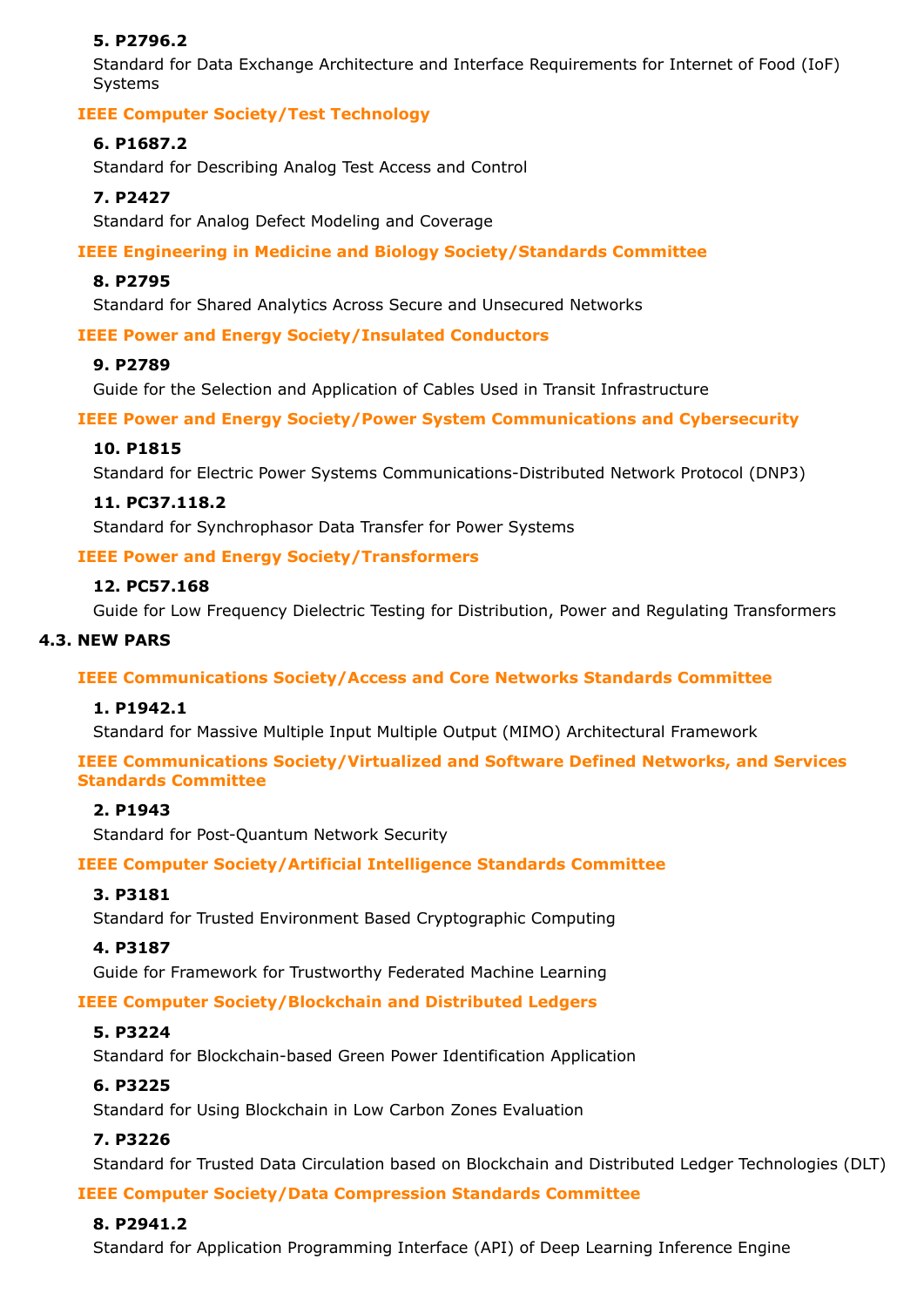**5. P2796.2**

Standard for Data Exchange Architecture and Interface Requirements for Internet of Food (IoF) Systems

**IEEE Computer Society/Test Technology**

**6. P1687.2**

Standard for Describing Analog Test Access and Control

**7. P2427**

Standard for Analog Defect Modeling and Coverage

**IEEE Engineering in Medicine and Biology Society/Standards Committee**

**8. P2795**

Standard for Shared Analytics Across Secure and Unsecured Networks

**IEEE Power and Energy Society/Insulated Conductors**

**9. P2789**

Guide for the Selection and Application of Cables Used in Transit Infrastructure

**IEEE Power and Energy Society/Power System Communications and Cybersecurity**

**10. P1815**

Standard for Electric Power Systems Communications-Distributed Network Protocol (DNP3)

**11. PC37.118.2**

Standard for Synchrophasor Data Transfer for Power Systems

**IEEE Power and Energy Society/Transformers**

**12. PC57.168**

Guide for Low Frequency Dielectric Testing for Distribution, Power and Regulating Transformers

## 4.3. NEW PARS

**IEEE Communications Society/Access and Core Networks Standards Committee**

**1. P1942.1**

Standard for Massive Multiple Input Multiple Output (MIMO) Architectural Framework

**IEEE Communications Society/Virtualized and Software Defined Networks, and Services Standards Committee**

**2. P1943**

Standard for Post-Quantum Network Security

**IEEE Computer Society/Artificial Intelligence Standards Committee**

**3. P3181**

Standard for Trusted Environment Based Cryptographic Computing

**4. P3187**

Guide for Framework for Trustworthy Federated Machine Learning

**IEEE Computer Society/Blockchain and Distributed Ledgers**

**5. P3224**

Standard for Blockchain-based Green Power Identification Application

**6. P3225**

Standard for Using Blockchain in Low Carbon Zones Evaluation

**7. P3226**

Standard for Trusted Data Circulation based on Blockchain and Distributed Ledger Technologies (DLT)

**IEEE Computer Society/Data Compression Standards Committee**

**8. P2941.2**

Standard for Application Programming Interface (API) of Deep Learning Inference Engine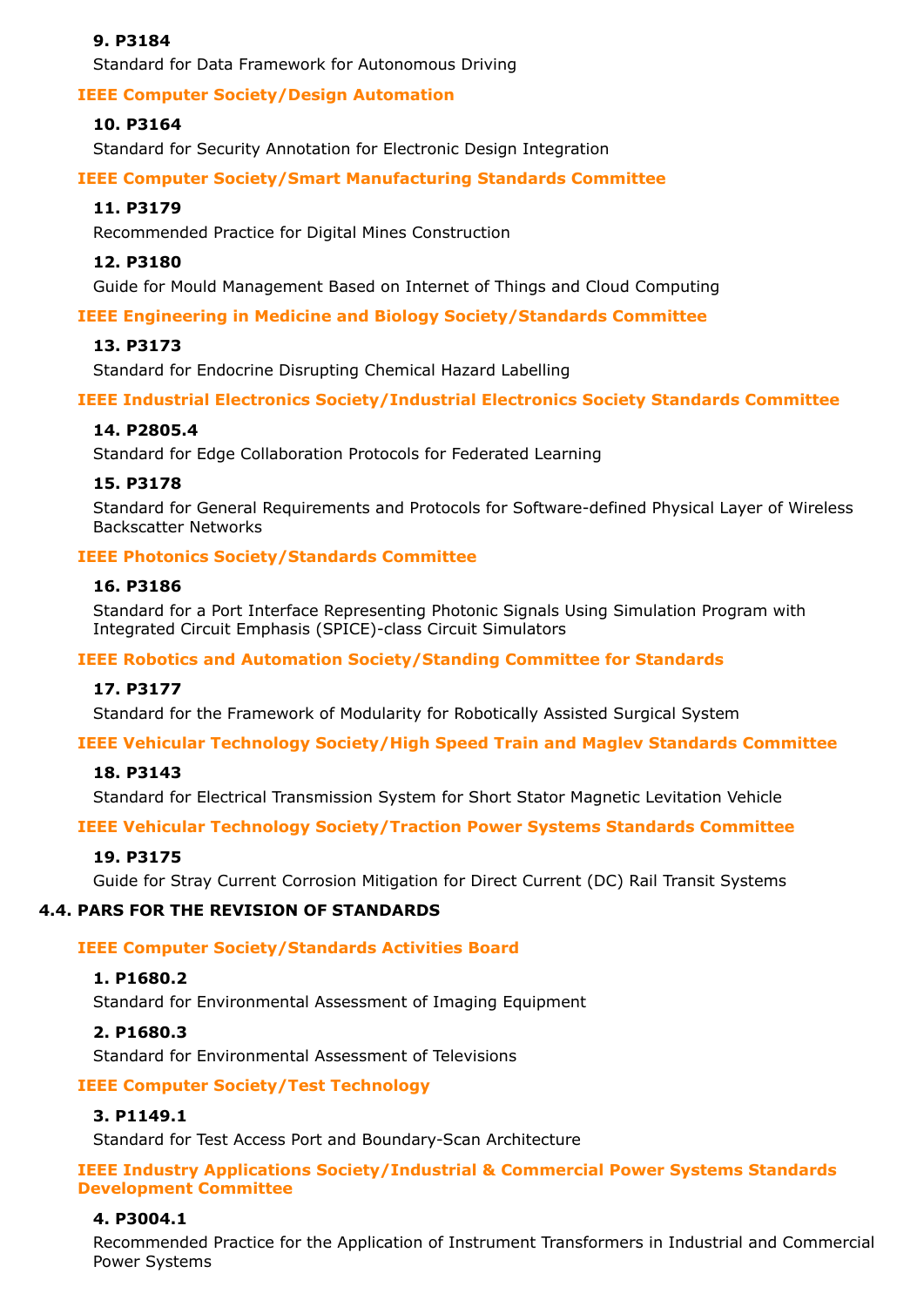**9. P3184**

Standard for Data Framework for Autonomous Driving

**IEEE Computer Society/Design Automation**

**10. P3164**

Standard for Security Annotation for Electronic Design Integration

**IEEE Computer Society/Smart Manufacturing Standards Committee**

**11. P3179**

Recommended Practice for Digital Mines Construction

**12. P3180**

Guide for Mould Management Based on Internet of Things and Cloud Computing

**IEEE Engineering in Medicine and Biology Society/Standards Committee**

**13. P3173**

Standard for Endocrine Disrupting Chemical Hazard Labelling

**IEEE Industrial Electronics Society/Industrial Electronics Society Standards Committee**

**14. P2805.4**

Standard for Edge Collaboration Protocols for Federated Learning

**15. P3178**

Standard for General Requirements and Protocols for Software-defined Physical Layer of Wireless Backscatter Networks

**IEEE Photonics Society/Standards Committee**

**16. P3186**

Standard for a Port Interface Representing Photonic Signals Using Simulation Program with Integrated Circuit Emphasis (SPICE)-class Circuit Simulators

**IEEE Robotics and Automation Society/Standing Committee for Standards**

**17. P3177**

Standard for the Framework of Modularity for Robotically Assisted Surgical System

**IEEE Vehicular Technology Society/High Speed Train and Maglev Standards Committee**

**18. P3143**

Standard for Electrical Transmission System for Short Stator Magnetic Levitation Vehicle

**IEEE Vehicular Technology Society/Traction Power Systems Standards Committee**

**19. P3175**

Guide for Stray Current Corrosion Mitigation for Direct Current (DC) Rail Transit Systems

## 4.4. PARS FOR THE REVISION OF STANDARDS

**IEEE Computer Society/Standards Activities Board**

**1. P1680.2**

Standard for Environmental Assessment of Imaging Equipment

**2. P1680.3**

Standard for Environmental Assessment of Televisions

**IEEE Computer Society/Test Technology**

**3. P1149.1**

Standard for Test Access Port and Boundary-Scan Architecture

**IEEE Industry Applications Society/Industrial & Commercial Power Systems Standards Development Committee**

**4. P3004.1**

Recommended Practice for the Application of Instrument Transformers in Industrial and Commercial Power Systems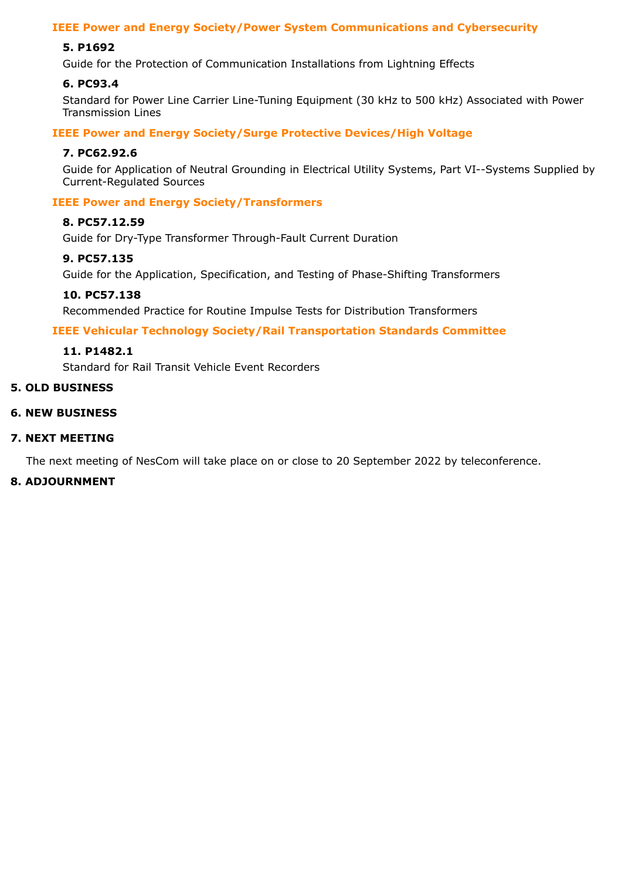### IEEE Power and Energy Society/Power System Communications and Cybersecurity

**5. P1692**

Guide for the Protection of Communication Installations from Lightning Effects

**6. PC93.4**

Standard for Power Line Carrier Line-Tuning Equipment (30 kHz to 500 kHz) Associated with Power Transmission Lines

### IEEE Power and Energy Society/Surge Protective Devices/High Voltage

**7. PC62.92.6**

Guide for Application of Neutral Grounding in Electrical Utility Systems, Part VI--Systems Supplied by Current-Regulated Sources

### IEEE Power and Energy Society/Transformers

**8. PC57.12.59**

Guide for Dry-Type Transformer Through-Fault Current Duration

**9. PC57.135**

Guide for the Application, Specification, and Testing of Phase-Shifting Transformers

**10. PC57.138**

Recommended Practice for Routine Impulse Tests for Distribution Transformers

### IEEE Vehicular Technology Society/Rail Transportation Standards Committee

**11. P1482.1**

Standard for Rail Transit Vehicle Event Recorders

## 5. OLD BUSINESS

## 6. NEW BUSINESS

## 7. NEXT MEETING

The next meeting of NesCom will take place on or close to 20 September 2022 by teleconference.

## 8. ADJOURNMENT